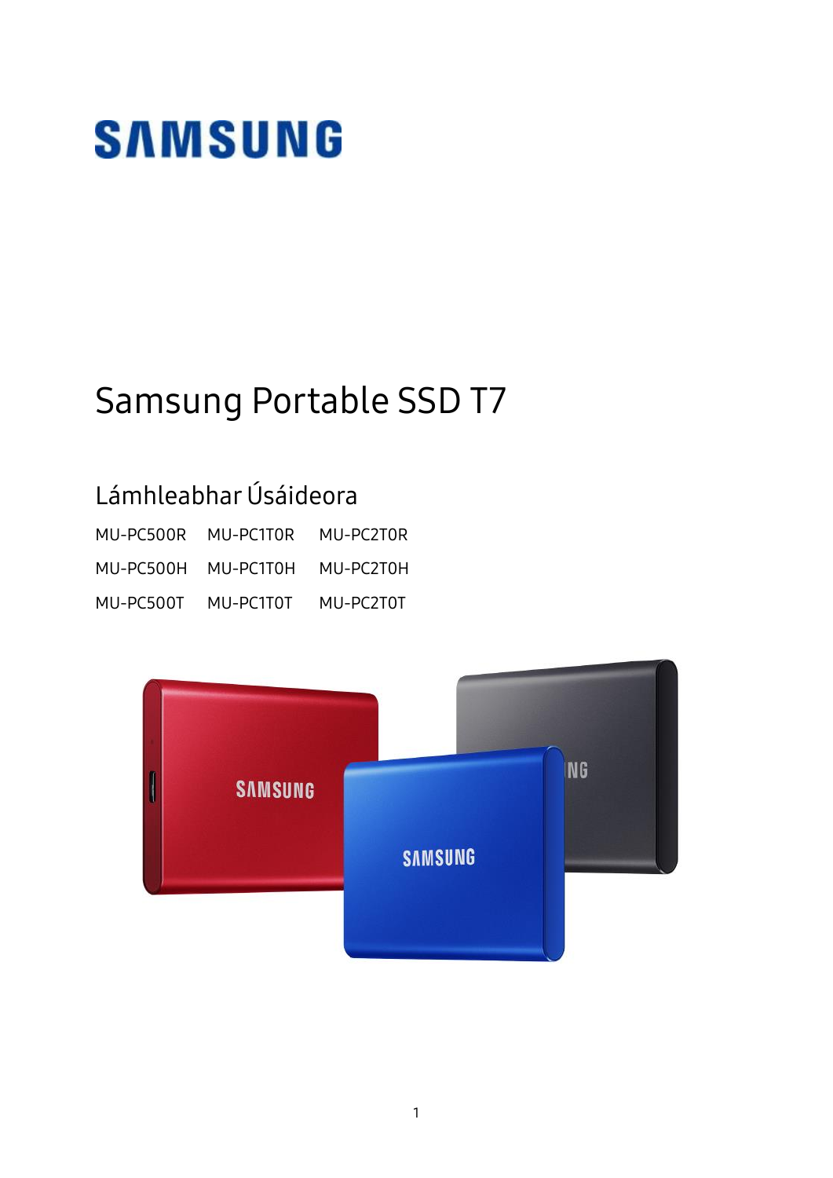SAMSUNG

# Samsung Portable SSD T7

## Lámhleabhar Úsáideora

| | | |
|---|---|---|
| MU-PC500R | MU-PC1T0R | MU-PC2T0R |
| MU-PC500H | MU-PC1T0H | MU-PC2T0H |
| MU-PC500T | MU-PC1T0T | MU-PC2T0T |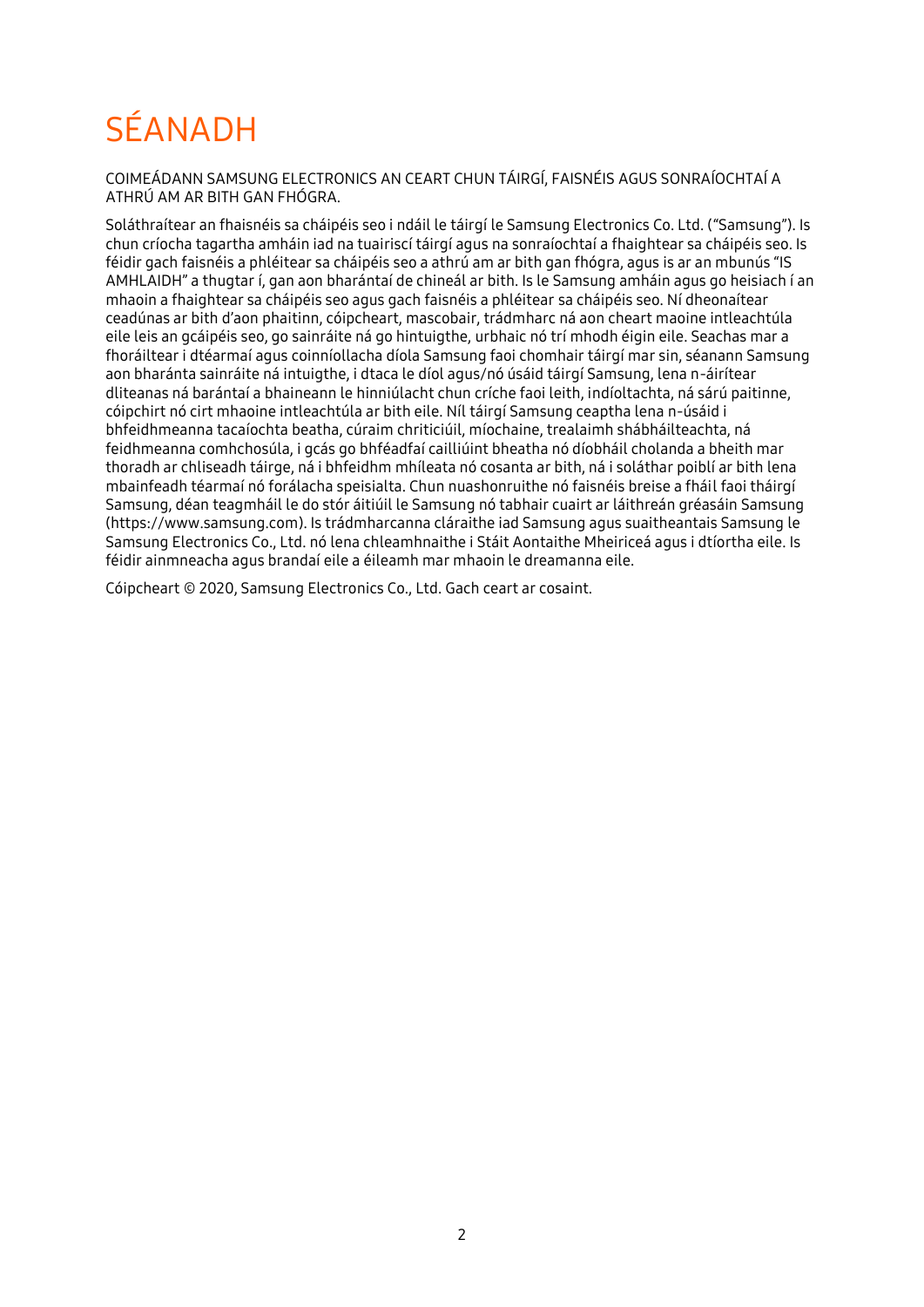# SÉANADH

COIMEÁDANN SAMSUNG ELECTRONICS AN CEART CHUN TÁIRGÍ, FAISNÉIS AGUS SONRAÍOCHTAÍ A ATHRÚ AM AR BITH GAN FHÓGRA.

Soláthraítear an fhaisnéis sa cháipéis seo i ndáil le táirgí le Samsung Electronics Co. Ltd. ("Samsung"). Is chun críocha tagartha amháin iad na tuairiscí táirgí agus na sonraíochtaí a fhaightear sa cháipéis seo. Is féidir gach faisnéis a phléitear sa cháipéis seo a athrú am ar bith gan fhógra, agus is ar an mbunús "IS AMHLAIDH" a thugtar í, gan aon bharántaí de chineál ar bith. Is le Samsung amháin agus go heisiach í an mhaoin a fhaightear sa cháipéis seo agus gach faisnéis a phléitear sa cháipéis seo. Ní dheonaítear ceadúnas ar bith d'aon phaitinn, cóipcheart, mascobair, trádmharc ná aon cheart maoine intleachtúla eile leis an gcáipéis seo, go sainráite ná go hintuigthe, urbhaic nó trí mhodh éigin eile. Seachas mar a fhoráiltear i dtéarmaí agus coinníollacha díola Samsung faoi chomhair táirgí mar sin, séanann Samsung aon bharánta sainráite ná intuigthe, i dtaca le díol agus/nó úsáid táirgí Samsung, lena n-áirítear dliteanas ná barántaí a bhaineann le hinniúlacht chun críche faoi leith, indíoltachta, ná sárú paitinne, cóipchirt nó cirt mhaoine intleachtúla ar bith eile. Níl táirgí Samsung ceaptha lena n-úsáid i bhfeidhmeanna tacaíochta beatha, cúraim chriticiúil, míochaine, trealaimh shábháilteachta, ná feidhmeanna comhchosúla, i gcás go bhféadfaí cailliúint bheatha nó díobháil cholanda a bheith mar thoradh ar chliseadh táirge, ná i bhfeidhm mhíleata nó cosanta ar bith, ná i soláthar poiblí ar bith lena mbainfeadh téarmaí nó forálacha speisialta. Chun nuashonruithe nó faisnéis breise a fháil faoi tháirgí Samsung, déan teagmháil le do stór áitiúil le Samsung nó tabhair cuairt ar láithreán gréasáin Samsung (https://www.samsung.com). Is trádmharcanna cláraithe iad Samsung agus suaitheantais Samsung le Samsung Electronics Co., Ltd. nó lena chleamhnaithe i Stáit Aontaithe Mheiriceá agus i dtíortha eile. Is féidir ainmneacha agus brandaí eile a éileamh mar mhaoin le dreamanna eile.

Cóipcheart © 2020, Samsung Electronics Co., Ltd. Gach ceart ar cosaint.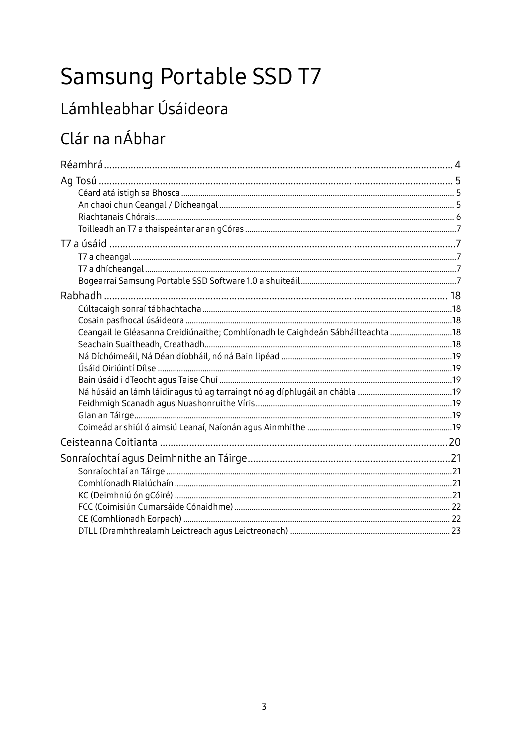# Samsung Portable SSD T7

## Lámhleabhar Úsáideora

## Clár na nÁbhar

Réamhrá ........ 4

Ag Tosú ........ 5

- Céard atá istigh sa Bhosca ........ 5
- An chaoi chun Ceangal / Dícheangal ........ 5
- Riachtanais Chórais ........ 6
- Toilleadh an T7 a thaispeántar ar an gCóras ........ 7

T7 a úsáid ........ 7

- T7 a cheangal ........ 7
- T7 a dhícheangal ........ 7
- Bogearraí Samsung Portable SSD Software 1.0 a shuiteáil ........ 7

Rabhadh ........ 18

- Cúltacaigh sonraí tábhachtacha ........ 18
- Cosain pasfhocal úsáideora ........ 18
- Ceangail le Gléasanna Creidiúnaithe; Comhlíonadh le Caighdeán Sábháilteachta ........ 18
- Seachain Suaitheadh, Creathadh ........ 18
- Ná Díchóimeáil, Ná Déan díobháil, nó ná Bain lipéad ........ 19
- Úsáid Oiriúintí Dílse ........ 19
- Bain úsáid i dTeocht agus Taise Chuí ........ 19
- Ná húsáid an lámh láidir agus tú ag tarraingt nó ag díphlugáil an chábla ........ 19
- Feidhmigh Scanadh agus Nuashonruithe Víris ........ 19
- Glan an Táirge ........ 19
- Coimeád ar shiúl ó aimsiú Leanaí, Naíonán agus Ainmhithe ........ 19

Ceisteanna Coitianta ........ 20

Sonraíochtaí agus Deimhnithe an Táirge ........ 21

- Sonraíochtaí an Táirge ........ 21
- Comhlíonadh Rialúchaín ........ 21
- KC (Deimhniú ón gCóiré) ........ 21
- FCC (Coimisiún Cumarsáide Cónaidhme) ........ 22
- CE (Comhlíonadh Eorpach) ........ 22
- DTLL (Dramhthrealamh Leictreach agus Leictreonach) ........ 23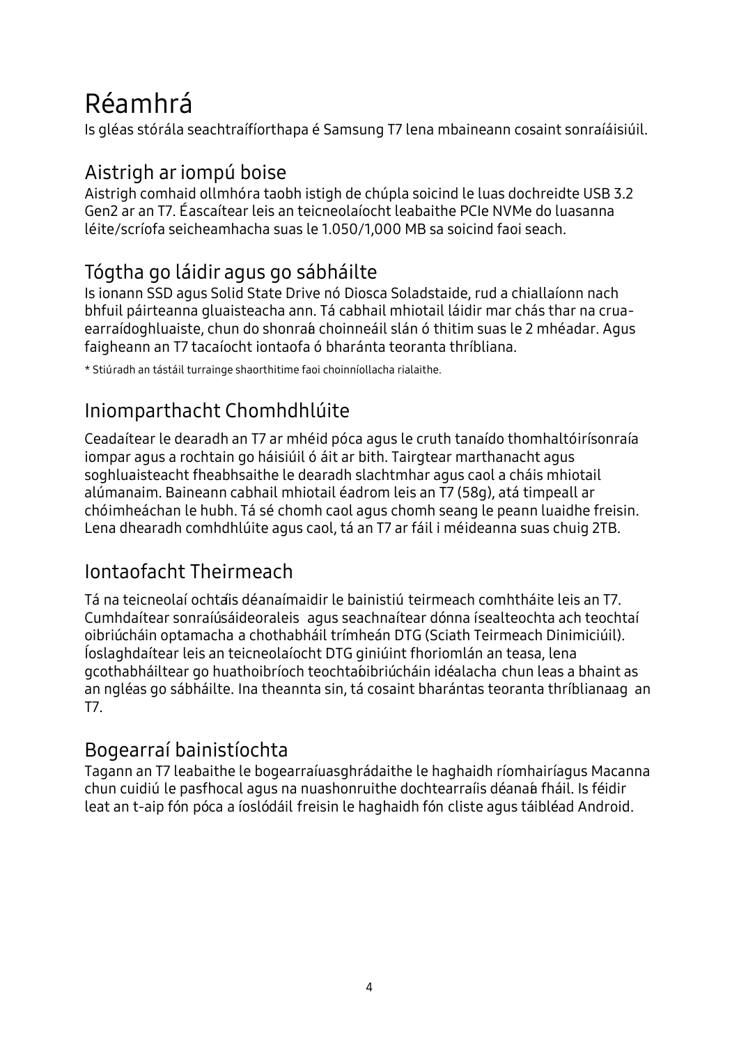# Réamhrá

Is gléas stórála seachtraífíorthapa é Samsung T7 lena mbaineann cosaint sonraíáisiúil.

## Aistrigh ar iompú boise

Aistrigh comhaid ollmhóra taobh istigh de chúpla soicind le luas dochreidte USB 3.2 Gen2 ar an T7. Éascaítear leis an teicneolaíocht leabaithe PCIe NVMe do luasanna léite/scríofa seicheamhacha suas le 1.050/1,000 MB sa soicind faoi seach.

## Tógtha go láidir agus go sábháilte

Is ionann SSD agus Solid State Drive nó Diosca Soladstaide, rud a chiallaíonn nach bhfuil páirteanna gluaisteacha ann. Tá cabhail mhiotail láidir mar chás thar na crua-earraídoghluaiste, chun do shonraí a choinneáil slán ó thitim suas le 2 mhéadar. Agus faigheann an T7 tacaíocht iontaofa ó bharánta teoranta thríbliana.

* Stiúradh an tástáil turrainge shaorthitime faoi choinníollacha rialaithe.

## Iniomparthacht Chomhdhlúite

Ceadaítear le dearadh an T7 ar mhéid póca agus le cruth tanaídó thomhaltóirísonraía iompar agus a rochtain go háisiúil ó áit ar bith. Tairgtear marthanacht agus soghluaisteacht fheabhsaithe le dearadh slachtmhar agus caol a cháis mhiotail alúmanaim. Baineann cabhail mhiotail éadrom leis an T7 (58g), atá timpeall ar chóimheáchan le hubh. Tá sé chomh caol agus chomh seang le peann luaidhe freisin. Lena dhearadh comhdhlúite agus caol, tá an T7 ar fáil i méideanna suas chuig 2TB.

## Iontaofacht Theirmeach

Tá na teicneolaí ochtaí is déanaímaidir le bainistiú teirmeach comhtháite leis an T7. Cumhdaítear sonraíúsáideoraleis agus seachnaítear dónna ísealteochta ach teochtaí oibriúcháin optamacha a chothabháil trímheán DTG (Sciath Teirmeach Dinimiciúil). Íoslaghdaítear leis an teicneolaíocht DTG giniúint fhoriomlán an teasa, lena gcothabháiltear go huathoibríoch teochtaí oibriúcháin idéalacha chun leas a bhaint as an ngléas go sábháilte. Ina theannta sin, tá cosaint bharántas teoranta thríblianaag an T7.

## Bogearraí bainistíochta

Tagann an T7 leabaithe le bogearraíuasghrádaithe le haghaidh ríomhairíagus Macanna chun cuidiú le pasfhocal agus na nuashonruithe dochtearraíis déanaí a fháil. Is féidir leat an t-aip fón póca a íoslódáil freisin le haghaidh fón cliste agus táibléad Android.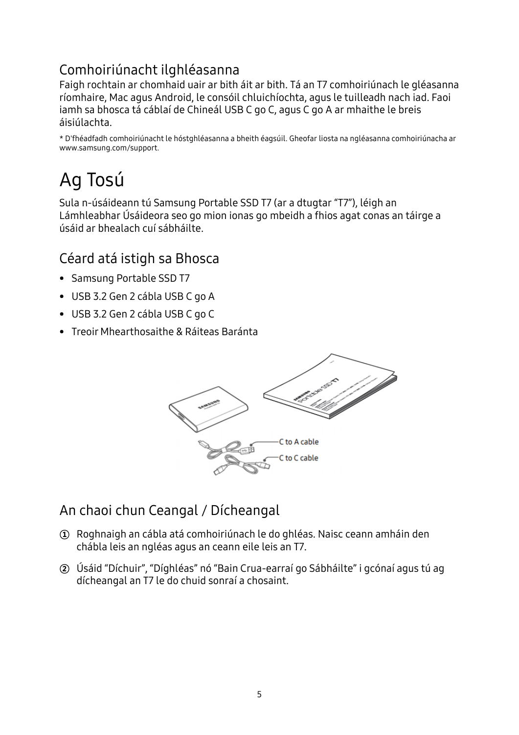## Comhoiriúnacht ilghléasanna

Faigh rochtain ar chomhaid uair ar bith áit ar bith. Tá an T7 comhoiriúnach le gléasanna ríomhaire, Mac agus Android, le consóil chluichíochta, agus le tuilleadh nach iad. Faoi iamh sa bhosca tá cáblaí de Chineál USB C go C, agus C go A ar mhaithe le breis áisiúlachta.

* D'fhéadfadh comhoiriúnacht le hóstghléasanna a bheith éagsúil. Gheofar liosta na ngléasanna comhoiriúnacha ar www.samsung.com/support.

# Ag Tosú

Sula n-úsáideann tú Samsung Portable SSD T7 (ar a dtugtar "T7"), léigh an Lámhleabhar Úsáideora seo go mion ionas go mbeidh a fhios agat conas an táirge a úsáid ar bhealach cuí sábháilte.

## Céard atá istigh sa Bhosca

- Samsung Portable SSD T7
- USB 3.2 Gen 2 cábla USB C go A
- USB 3.2 Gen 2 cábla USB C go C
- Treoir Mhearthosaithe & Ráiteas Baránta

C to A cable

C to C cable

## An chaoi chun Ceangal / Dícheangal

① Roghnaigh an cábla atá comhoiriúnach le do ghléas. Naisc ceann amháin den chábla leis an ngléas agus an ceann eile leis an T7.

② Úsáid "Díchuir", "Díghléas" nó "Bain Crua-earraí go Sábháilte" i gcónaí agus tú ag dícheangal an T7 le do chuid sonraí a chosaint.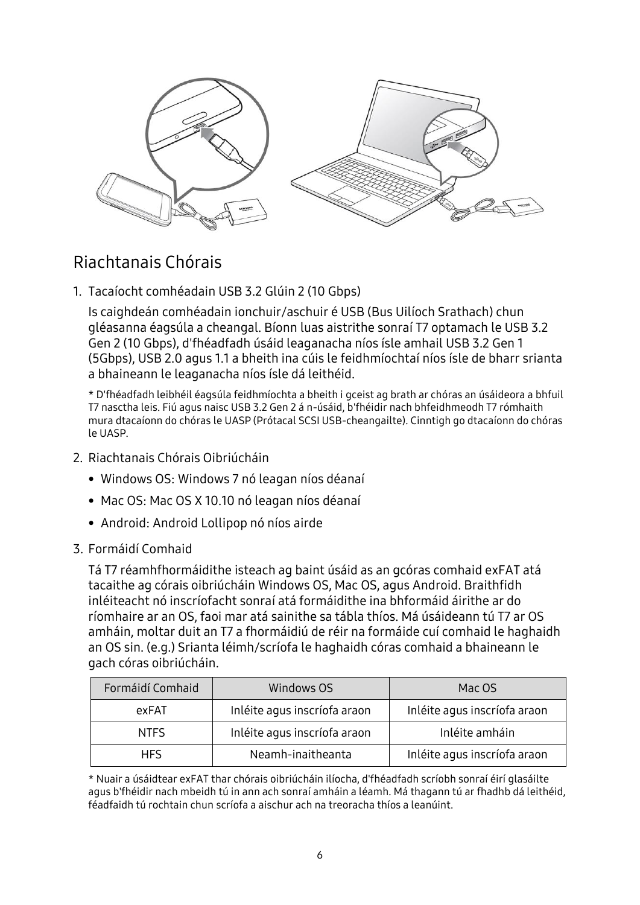## Riachtanais Chórais

1. Tacaíocht comhéadain USB 3.2 Glúin 2 (10 Gbps)

   Is caighdeán comhéadain ionchuir/aschuir é USB (Bus Uilíoch Srathach) chun gléasanna éagsúla a cheangal. Bíonn luas aistrithe sonraí T7 optamach le USB 3.2 Gen 2 (10 Gbps), d'fhéadfadh úsáid leaganacha níos ísle amhail USB 3.2 Gen 1 (5Gbps), USB 2.0 agus 1.1 a bheith ina cúis le feidhmíochtaí níos ísle de bharr srianta a bhaineann le leaganacha níos ísle dá leithéid.

   * D'fhéadfadh leibhéil éagsúla feidhmíochta a bheith i gceist ag brath ar chóras an úsáideora a bhfuil T7 nasctha leis. Fiú agus naisc USB 3.2 Gen 2 á n-úsáid, b'fhéidir nach bhfeidhmeodh T7 rómhaith mura dtacaíonn do chóras le UASP (Prótacal SCSI USB-cheangailte). Cinntigh go dtacaíonn do chóras le UASP.

2. Riachtanais Chórais Oibriúcháin
   - Windows OS: Windows 7 nó leagan níos déanaí
   - Mac OS: Mac OS X 10.10 nó leagan níos déanaí
   - Android: Android Lollipop nó níos airde

3. Formáidí Comhaid

   Tá T7 réamhfhormáidithe isteach ag baint úsáid as an gcóras comhaid exFAT atá tacaithe ag córais oibriúcháin Windows OS, Mac OS, agus Android. Braithfidh inléiteacht nó inscríofacht sonraí atá formáidithe ina bhformáid áirithe ar do ríomhaire ar an OS, faoi mar atá sainithe sa tábla thíos. Má úsáideann tú T7 ar OS amháin, moltar duit an T7 a fhormáidiú de réir na formáide cuí comhaid le haghaidh an OS sin. (e.g.) Srianta léimh/scríofa le haghaidh córas comhaid a bhaineann le gach córas oibriúcháin.

| Formáidí Comhaid | Windows OS | Mac OS |
|---|---|---|
| exFAT | Inléite agus inscríofa araon | Inléite agus inscríofa araon |
| NTFS | Inléite agus inscríofa araon | Inléite amháin |
| HFS | Neamh-inaitheanta | Inléite agus inscríofa araon |

* Nuair a úsáidtear exFAT thar chórais oibriúcháin ilíocha, d'fhéadfadh scríobh sonraí éirí glasáilte agus b'fhéidir nach mbeidh tú in ann ach sonraí amháin a léamh. Má thagann tú ar fhadhb dá leithéid, féadfaidh tú rochtain chun scríofa a aischur ach na treoracha thíos a leanúint.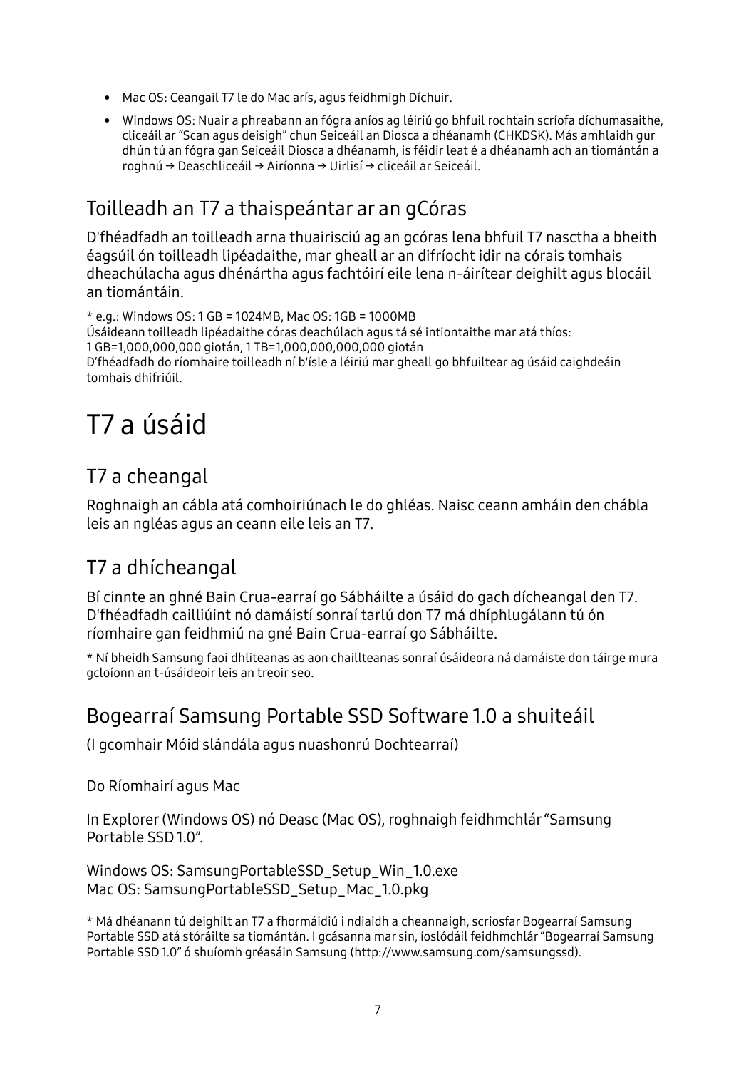- Mac OS: Ceangail T7 le do Mac arís, agus feidhmigh Díchuir.
- Windows OS: Nuair a phreabann an fógra aníos ag léiriú go bhfuil rochtain scríofa díchumasaithe, cliceáil ar “Scan agus deisigh” chun Seiceáil an Diosca a dhéanamh (CHKDSK). Más amhlaidh gur dhún tú an fógra gan Seiceáil Diosca a dhéanamh, is féidir leat é a dhéanamh ach an tiomántán a roghnú → Deaschliceáil → Airíonna → Uirlisí → cliceáil ar Seiceáil.

## Toilleadh an T7 a thaispeántar ar an gCóras

D'fhéadfadh an toilleadh arna thuairisciú ag an gcóras lena bhfuil T7 nasctha a bheith éagsúil ón toilleadh lipéadaithe, mar gheall ar an difríocht idir na córais tomhais dheachúlacha agus dhénártha agus fachtóirí eile lena n-áirítear deighilt agus blocáil an tiomántáin.

* e.g.: Windows OS: 1 GB = 1024MB, Mac OS: 1GB = 1000MB
Úsáideann toilleadh lipéadaithe córas deachúlach agus tá sé intiontaithe mar atá thíos:
1 GB=1,000,000,000 giotán, 1 TB=1,000,000,000,000 giotán
D'fhéadfadh do ríomhaire toilleadh ní b'ísle a léiriú mar gheall go bhfuiltear ag úsáid caighdeáin tomhais dhifriúil.

# T7 a úsáid

## T7 a cheangal

Roghnaigh an cábla atá comhoiriúnach le do ghléas. Naisc ceann amháin den chábla leis an ngléas agus an ceann eile leis an T7.

## T7 a dhícheangal

Bí cinnte an ghné Bain Crua-earraí go Sábháilte a úsáid do gach dícheangal den T7. D'fhéadfadh cailliúint nó damáistí sonraí tarlú don T7 má dhíphlugálann tú ón ríomhaire gan feidhmiú na gné Bain Crua-earraí go Sábháilte.

* Ní bheidh Samsung faoi dhliteanas as aon chaillteanas sonraí úsáideora ná damáiste don táirge mura gcloíonn an t-úsáideoir leis an treoir seo.

## Bogearraí Samsung Portable SSD Software 1.0 a shuiteáil

(I gcomhair Móid slándála agus nuashonrú Dochtearraí)

Do Ríomhairí agus Mac

In Explorer (Windows OS) nó Deasc (Mac OS), roghnaigh feidhmchlár “Samsung Portable SSD 1.0”.

Windows OS: SamsungPortableSSD_Setup_Win_1.0.exe
Mac OS: SamsungPortableSSD_Setup_Mac_1.0.pkg

* Má dhéanann tú deighilt an T7 a fhormáidiú i ndiaidh a cheannaigh, scriosfar Bogearraí Samsung Portable SSD atá stóráilte sa tiomántán. I gcásanna mar sin, íoslódáil feidhmchlár “Bogearraí Samsung Portable SSD 1.0” ó shuíomh gréasáin Samsung (http://www.samsung.com/samsungssd).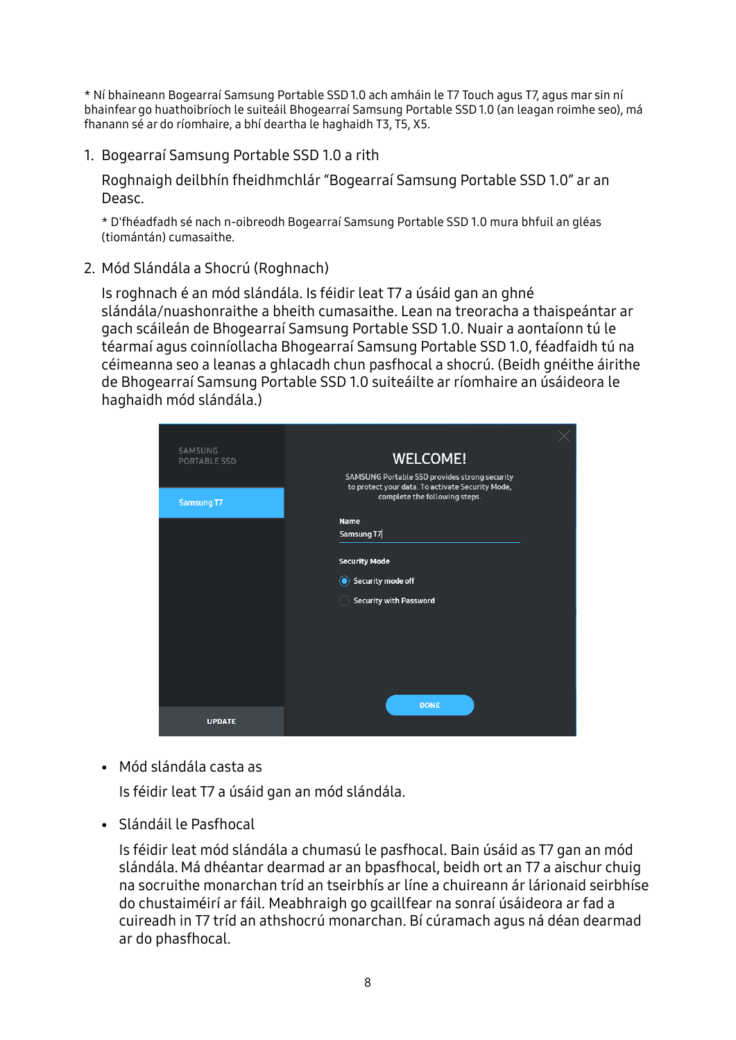* Ní bhaineann Bogearraí Samsung Portable SSD 1.0 ach amháin le T7 Touch agus T7, agus mar sin ní bhainfear go huathoibríoch le suiteáil Bhogearraí Samsung Portable SSD 1.0 (an leagan roimhe seo), má fhanann sé ar do ríomhaire, a bhí deartha le haghaidh T3, T5, X5.

1. Bogearraí Samsung Portable SSD 1.0 a rith

   Roghnaigh deilbhín fheidhmchlár "Bogearraí Samsung Portable SSD 1.0" ar an Deasc.

   * D'fhéadfadh sé nach n-oibreodh Bogearraí Samsung Portable SSD 1.0 mura bhfuil an gléas (tiomántán) cumasaithe.

2. Mód Slándála a Shocrú (Roghnach)

   Is roghnach é an mód slándála. Is féidir leat T7 a úsáid gan an ghné slándála/nuashonraithe a bheith cumasaithe. Lean na treoracha a thaispeántar ar gach scáileán de Bhogearraí Samsung Portable SSD 1.0. Nuair a aontaíonn tú le téarmaí agus coinníollacha Bhogearraí Samsung Portable SSD 1.0, féadfaidh tú na céimeanna seo a leanas a ghlacadh chun pasfhocal a shocrú. (Beidh gnéithe áirithe de Bhogearraí Samsung Portable SSD 1.0 suiteáilte ar ríomhaire an úsáideora le haghaidh mód slándála.)

- Mód slándála casta as

  Is féidir leat T7 a úsáid gan an mód slándála.

- Slándáil le Pasfhocal

  Is féidir leat mód slándála a chumasú le pasfhocal. Bain úsáid as T7 gan an mód slándála. Má dhéantar dearmad ar an bpasfhocal, beidh ort an T7 a aischur chuig na socruithe monarchan tríd an tseirbhís ar líne a chuireann ár lárionaid seirbhíse do chustaiméirí ar fáil. Meabhraigh go gcaillfear na sonraí úsáideora ar fad a cuireadh in T7 tríd an athshocrú monarchan. Bí cúramach agus ná déan dearmad ar do phasfhocal.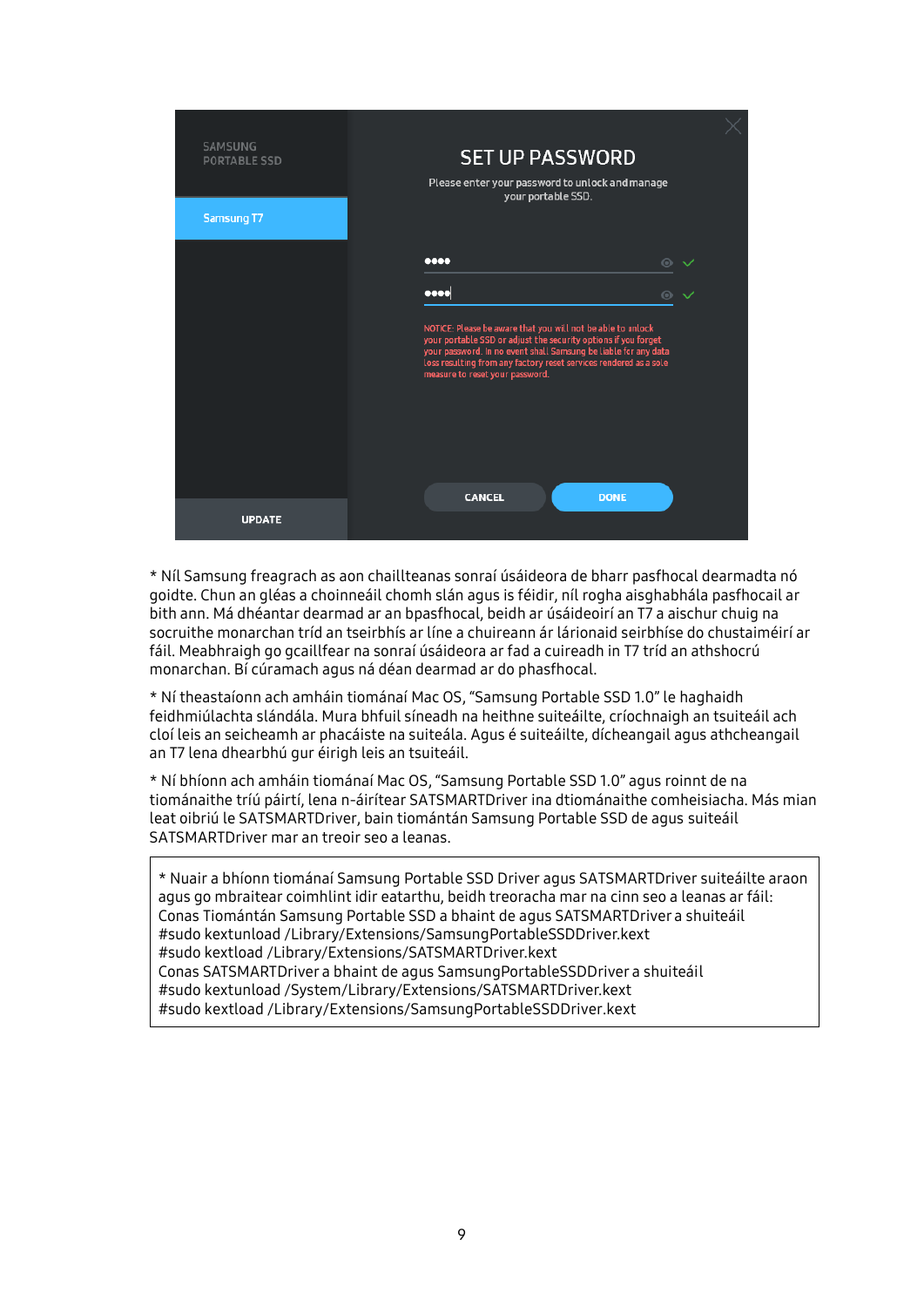* Níl Samsung freagrach as aon chaillteanas sonraí úsáideora de bharr pasfhocal dearmadta nó goidte. Chun an gléas a choinneáil chomh slán agus is féidir, níl rogha aisghabhála pasfhocail ar bith ann. Má dhéantar dearmad ar an bpasfhocal, beidh ar úsáideoirí an T7 a aischur chuig na socruithe monarchan tríd an tseirbhís ar líne a chuireann ár lárionaid seirbhíse do chustaiméirí ar fáil. Meabhraigh go gcaillfear na sonraí úsáideora ar fad a cuireadh in T7 tríd an athshocrú monarchan. Bí cúramach agus ná déan dearmad ar do phasfhocal.

* Ní theastaíonn ach amháin tiománaí Mac OS, "Samsung Portable SSD 1.0" le haghaidh feidhmiúlachta slándála. Mura bhfuil síneadh na heithne suiteáilte, críochnaigh an tsuiteáil ach cloí leis an seicheamh ar phacáiste na suiteála. Agus é suiteáilte, dícheangail agus athcheangail an T7 lena dhearbhú gur éirigh leis an tsuiteáil.

* Ní bhíonn ach amháin tiománaí Mac OS, "Samsung Portable SSD 1.0" agus roinnt de na tiománaithe tríú páirtí, lena n-áirítear SATSMARTDriver ina dtiománaithe comheisiacha. Más mian leat oibriú le SATSMARTDriver, bain tiomántán Samsung Portable SSD de agus suiteáil SATSMARTDriver mar an treoir seo a leanas.

> * Nuair a bhíonn tiománaí Samsung Portable SSD Driver agus SATSMARTDriver suiteáilte araon agus go mbraitear coimhlint idir eatarthu, beidh treoracha mar na cinn seo a leanas ar fáil:
> Conas Tiomántán Samsung Portable SSD a bhaint de agus SATSMARTDriver a shuiteáil
> #sudo kextunload /Library/Extensions/SamsungPortableSSDDriver.kext
> #sudo kextload /Library/Extensions/SATSMARTDriver.kext
> Conas SATSMARTDriver a bhaint de agus SamsungPortableSSDDriver a shuiteáil
> #sudo kextunload /System/Library/Extensions/SATSMARTDriver.kext
> #sudo kextload /Library/Extensions/SamsungPortableSSDDriver.kext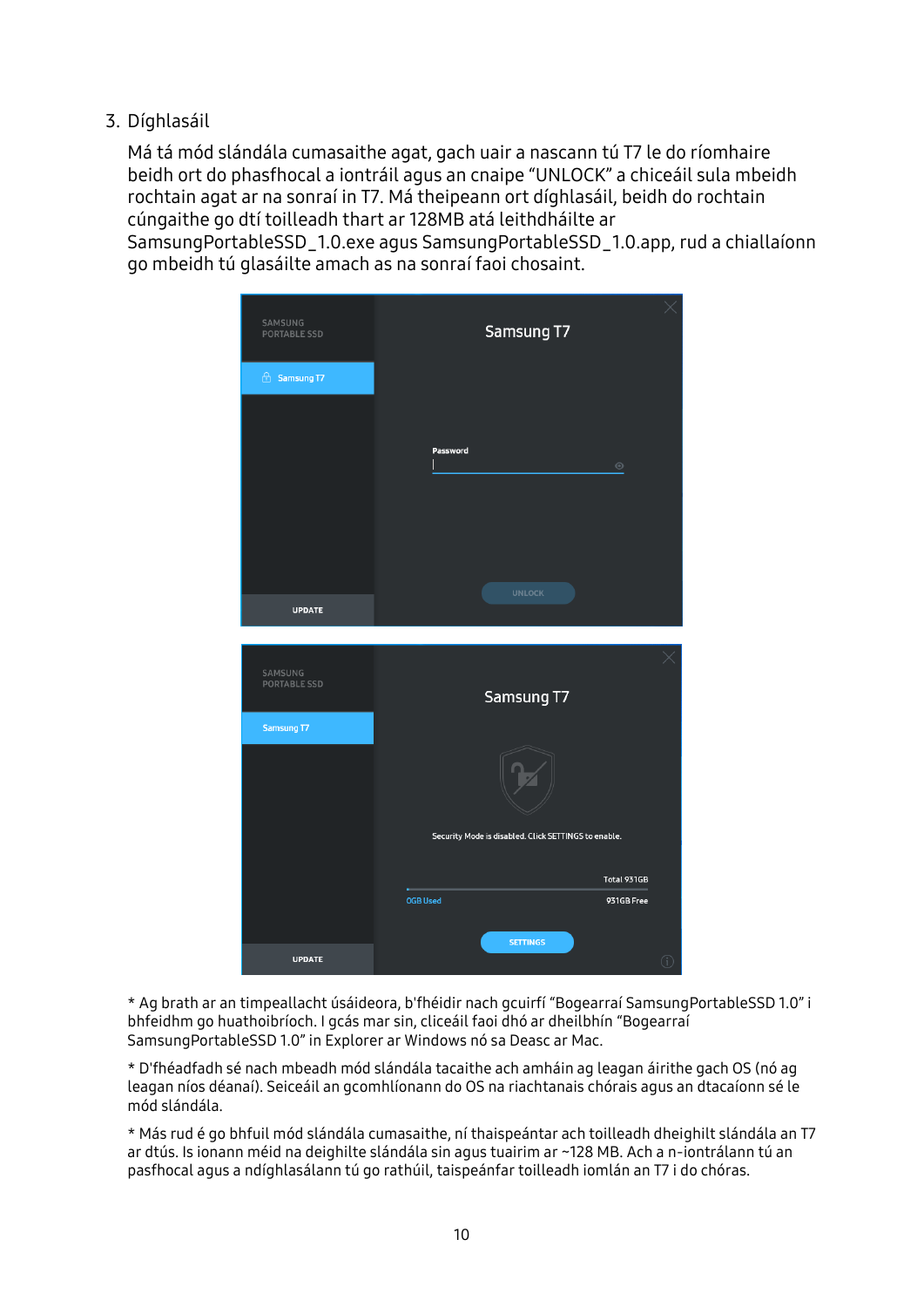3. Díghlasáil

   Má tá mód slándála cumasaithe agat, gach uair a nascann tú T7 le do ríomhaire beidh ort do phasfhocal a iontráil agus an cnaipe "UNLOCK" a chliceáil sula mbeidh rochtain agat ar na sonraí in T7. Má theipeann ort díghlasáil, beidh do rochtain cúngaithe go dtí toilleadh thart ar 128MB atá leithdháilte ar SamsungPortableSSD_1.0.exe agus SamsungPortableSSD_1.0.app, rud a chiallaíonn go mbeidh tú glasáilte amach as na sonraí faoi chosaint.

* Ag brath ar an timpeallacht úsáideora, b'fhéidir nach gcuirfí "Bogearraí SamsungPortableSSD 1.0" i bhfeidhm go huathoibríoch. I gcás mar sin, cliceáil faoi dhó ar dheilbhín "Bogearraí SamsungPortableSSD 1.0" in Explorer ar Windows nó sa Deasc ar Mac.

* D'fhéadfadh sé nach mbeadh mód slándála tacaithe ach amháin ag leagan áirithe gach OS (nó ag leagan níos déanaí). Seiceáil an gcomhlíonann do OS na riachtanais chórais agus an dtacaíonn sé le mód slándála.

* Más rud é go bhfuil mód slándála cumasaithe, ní thaispeántar ach toilleadh dheighilt slándála an T7 ar dtús. Is ionann méid na deighilte slándála sin agus tuairim ar ~128 MB. Ach a n-iontrálann tú an pasfhocal agus a ndíghlasálann tú go rathúil, taispeánfar toilleadh iomlán an T7 i do chóras.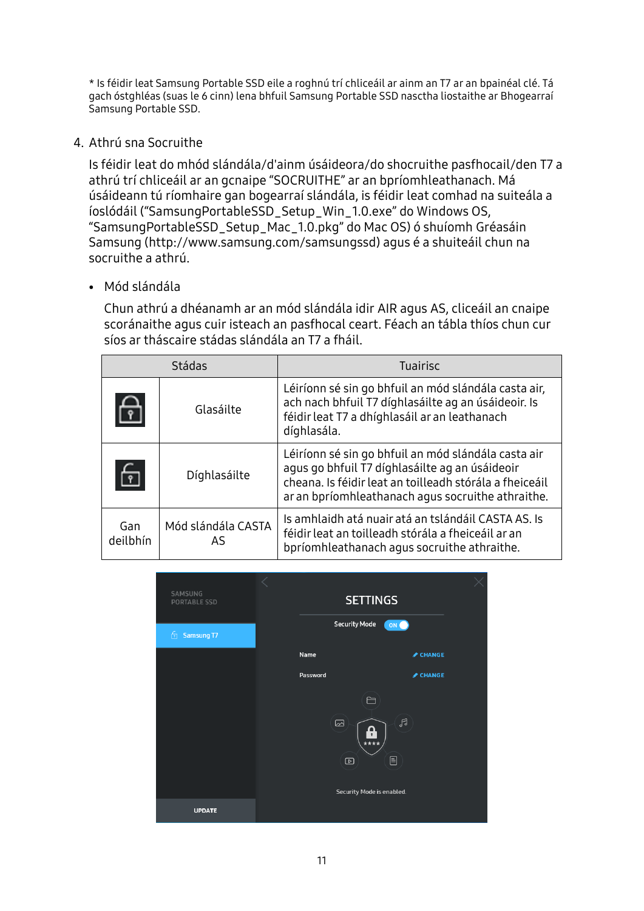\* Is féidir leat Samsung Portable SSD eile a roghnú trí chliceáil ar ainm an T7 ar an bpainéal clé. Tá gach óstghléas (suas le 6 cinn) lena bhfuil Samsung Portable SSD nasctha liostaithe ar Bhogearraí Samsung Portable SSD.

4. Athrú sna Socruithe

   Is féidir leat do mhód slándála/d'ainm úsáideora/do shocruithe pasfhocail/den T7 a athrú trí chliceáil ar an gcnaipe "SOCRUITHE" ar an bpríomhleathanach. Má úsáideann tú ríomhaire gan bogearraí slándála, is féidir leat comhad na suiteála a íoslódáil ("SamsungPortableSSD_Setup_Win_1.0.exe" do Windows OS, "SamsungPortableSSD_Setup_Mac_1.0.pkg" do Mac OS) ó shuíomh Gréasáin Samsung (http://www.samsung.com/samsungssd) agus é a shuiteáil chun na socruithe a athrú.

   - Mód slándála

     Chun athrú a dhéanamh ar an mód slándála idir AIR agus AS, cliceáil an cnaipe scoránaithe agus cuir isteach an pasfhocal ceart. Féach an tábla thíos chun cur síos ar tháscaire stádas slándála an T7 a fháil.

| Stádas | | Tuairisc |
|---|---|---|
| | Glasáilte | Léiríonn sé sin go bhfuil an mód slándála casta air, ach nach bhfuil T7 díghlasáilte ag an úsáideoir. Is féidir leat T7 a dhíghlasáil ar an leathanach díghlasála. |
| | Díghlasáilte | Léiríonn sé sin go bhfuil an mód slándála casta air agus go bhfuil T7 díghlasáilte ag an úsáideoir cheana. Is féidir leat an toilleadh stórála a fheiceáil ar an bpríomhleathanach agus socruithe athraithe. |
| Gan deilbhín | Mód slándála CASTA AS | Is amhlaidh atá nuair atá an tslándáil CASTA AS. Is féidir leat an toilleadh stórála a fheiceáil ar an bpríomhleathanach agus socruithe athraithe. |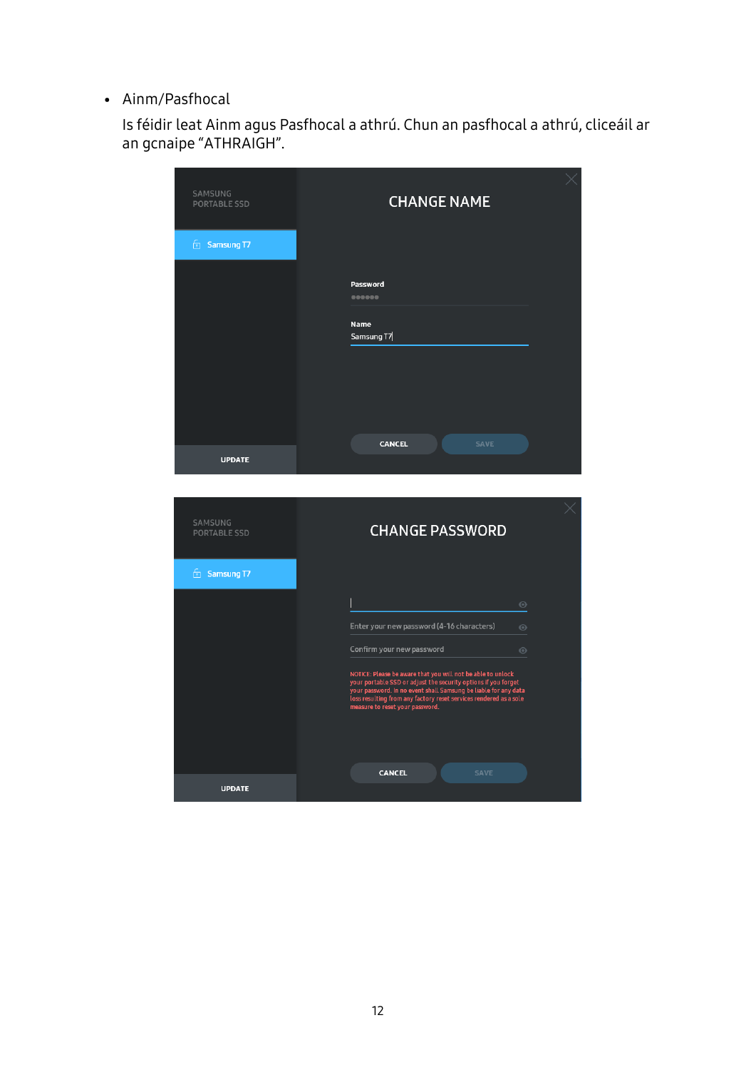- Ainm/Pasfhocal

  Is féidir leat Ainm agus Pasfhocal a athrú. Chun an pasfhocal a athrú, cliceáil ar an gcnaipe "ATHRAIGH".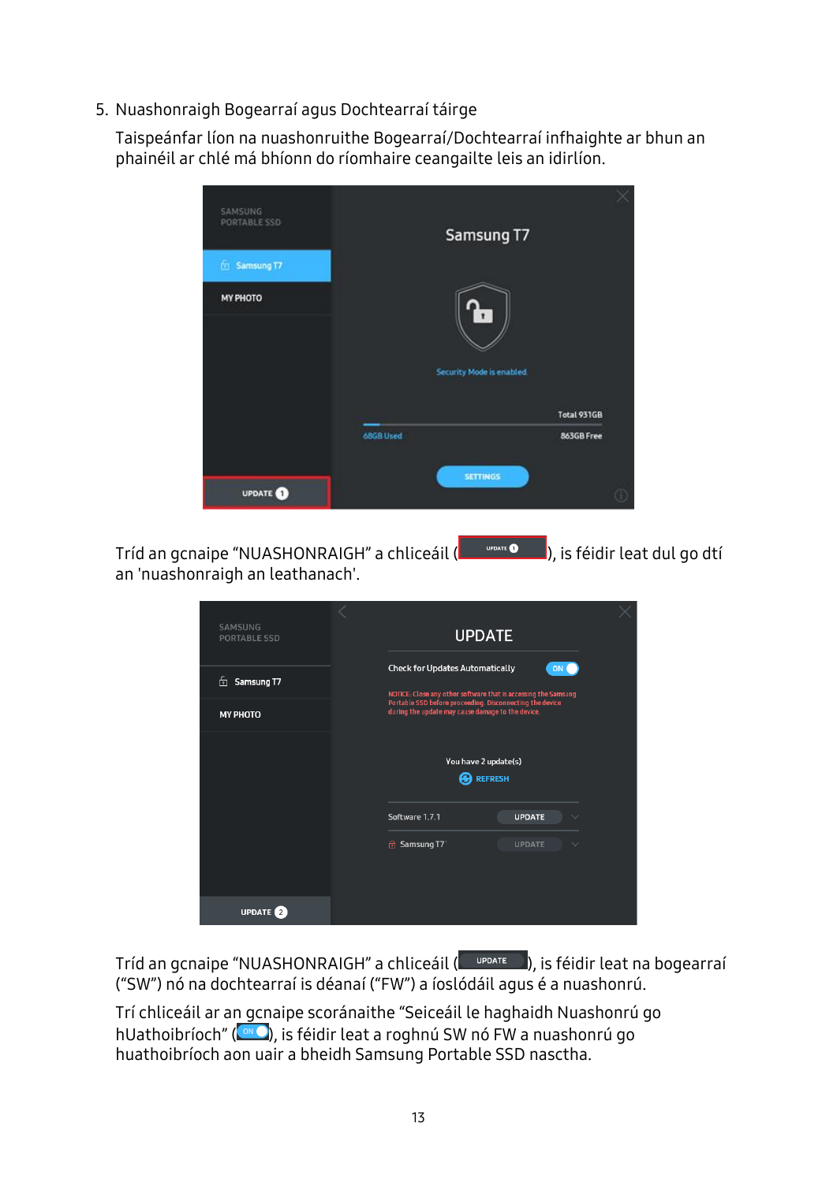5. Nuashonraigh Bogearraí agus Dochtearraí táirge

   Taispeánfar líon na nuashonruithe Bogearraí/Dochtearraí infhaighte ar bhun an phainéil ar chlé má bhíonn do ríomhaire ceangailte leis an idirlíon.

   Tríd an gcnaipe "NUASHONRAIGH" a chliceáil (UPDATE 1), is féidir leat dul go dtí an 'nuashonraigh an leathanach'.

   Tríd an gcnaipe "NUASHONRAIGH" a chliceáil (UPDATE), is féidir leat na bogearraí ("SW") nó na dochtearraí is déanaí ("FW") a íoslódáil agus é a nuashonrú.

   Trí chliceáil ar an gcnaipe scoránaithe "Seiceáil le haghaidh Nuashonrú go hUathoibríoch" (ON), is féidir leat a roghnú SW nó FW a nuashonrú go huathoibríoch aon uair a bheidh Samsung Portable SSD nasctha.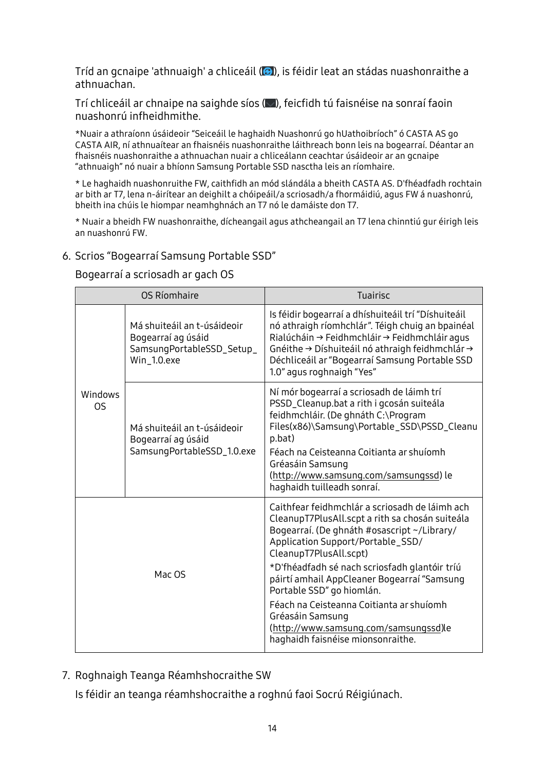Tríd an gcnaipe 'athnuaigh' a chliceáil (), is féidir leat an stádas nuashonraithe a athnuachan.

Trí chliceáil ar chnaipe na saighde síos (), feicfidh tú faisnéise na sonraí faoin nuashonrú infheidhmithe.

*Nuair a athraíonn úsáideoir “Seiceáil le haghaidh Nuashonrú go hUathoibríoch” ó CASTA AS go CASTA AIR, ní athnuaítear an fhaisnéis nuashonraithe láithreach bonn leis na bogearraí. Déantar an fhaisnéis nuashonraithe a athnuachan nuair a chliceálann ceachtar úsáideoir ar an gcnaipe “athnuaigh” nó nuair a bhíonn Samsung Portable SSD nasctha leis an ríomhaire.

* Le haghaidh nuashonruithe FW, caithfidh an mód slándála a bheith CASTA AS. D'fhéadfadh rochtain ar bith ar T7, lena n-áirítear an deighilt a chóipeáil/a scriosadh/a fhormáidiú, agus FW á nuashonrú, bheith ina chúis le hiompar neamhghnách an T7 nó le damáiste don T7.

* Nuair a bheidh FW nuashonraithe, dícheangail agus athcheangail an T7 lena chinntiú gur éirigh leis an nuashonrú FW.

6. Scrios “Bogearraí Samsung Portable SSD”

   Bogearraí a scriosadh ar gach OS

| OS Ríomhaire | | Tuairisc |
|---|---|---|
| Windows OS | Má shuiteáil an t-úsáideoir Bogearraí ag úsáid SamsungPortableSSD_Setup_Win_1.0.exe | Is féidir bogearraí a dhíshuiteáil trí “Díshuiteáil nó athraigh ríomhchlár”. Téigh chuig an bpainéal Rialúcháin → Feidhmchláir → Feidhmchláir agus Gnéithe → Díshuiteáil nó athraigh feidhmchlár → Déchliceáil ar “Bogearraí Samsung Portable SSD 1.0” agus roghnaigh “Yes” |
| | Má shuiteáil an t-úsáideoir Bogearraí ag úsáid SamsungPortableSSD_1.0.exe | Ní mór bogearraí a scriosadh de láimh trí PSSD_Cleanup.bat a rith i gcosán suiteála feidhmchláir. (De ghnáth C:\Program Files(x86)\Samsung\Portable_SSD\PSSD_Cleanup.bat)<br>Féach na Ceisteanna Coitianta ar shuíomh Gréasáin Samsung (http://www.samsung.com/samsungssd) le haghaidh tuilleadh sonraí. |
| Mac OS | | Caithfear feidhmchlár a scriosadh de láimh ach CleanupT7PlusAll.scpt a rith sa chosán suiteála Bogearraí. (De ghnáth #osascript ~/Library/Application Support/Portable_SSD/CleanupT7PlusAll.scpt)<br>*D'fhéadfadh sé nach scriosfadh glantóir tríú páirtí amhail AppCleaner Bogearraí “Samsung Portable SSD” go hiomlán.<br>Féach na Ceisteanna Coitianta ar shuíomh Gréasáin Samsung (http://www.samsung.com/samsungssd)le haghaidh faisnéise mionsonraithe. |

7. Roghnaigh Teanga Réamhshocraithe SW

   Is féidir an teanga réamhshocraithe a roghnú faoi Socrú Réigiúnach.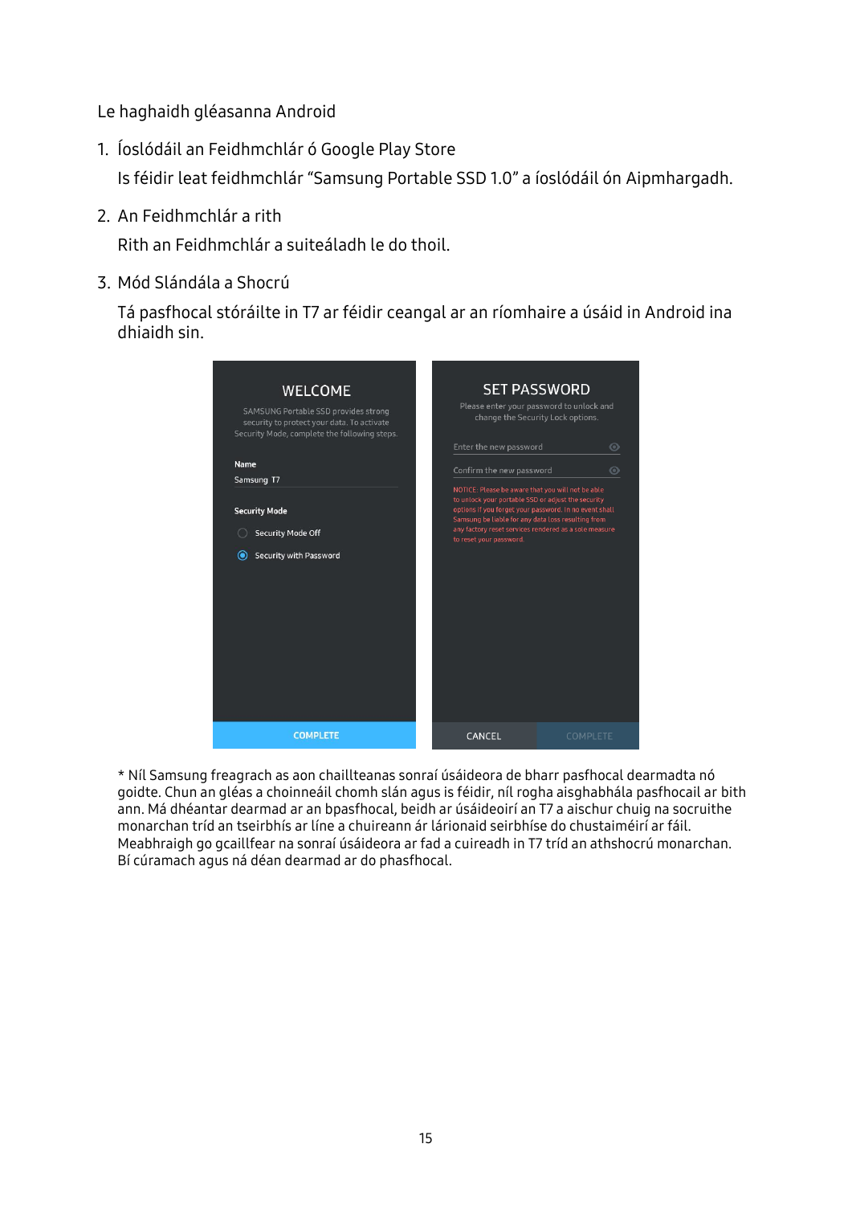Le haghaidh gléasanna Android

1. Íoslódáil an Feidhmchlár ó Google Play Store

   Is féidir leat feidhmchlár "Samsung Portable SSD 1.0" a íoslódáil ón Aipmhargadh.

2. An Feidhmchlár a rith

   Rith an Feidhmchlár a suiteáladh le do thoil.

3. Mód Slándála a Shocrú

   Tá pasfhocal stóráilte in T7 ar féidir ceangal ar an ríomhaire a úsáid in Android ina dhiaidh sin.

\* Níl Samsung freagrach as aon chaillteanas sonraí úsáideora de bharr pasfhocal dearmadta nó goidte. Chun an gléas a choinneáil chomh slán agus is féidir, níl rogha aisghabhála pasfhocail ar bith ann. Má dhéantar dearmad ar an bpasfhocal, beidh ar úsáideoirí an T7 a aischur chuig na socruithe monarchan tríd an tseirbhís ar líne a chuireann ár lárionaid seirbhíse do chustaiméirí ar fáil. Meabhraigh go gcaillfear na sonraí úsáideora ar fad a cuireadh in T7 tríd an athshocrú monarchan. Bí cúramach agus ná déan dearmad ar do phasfhocal.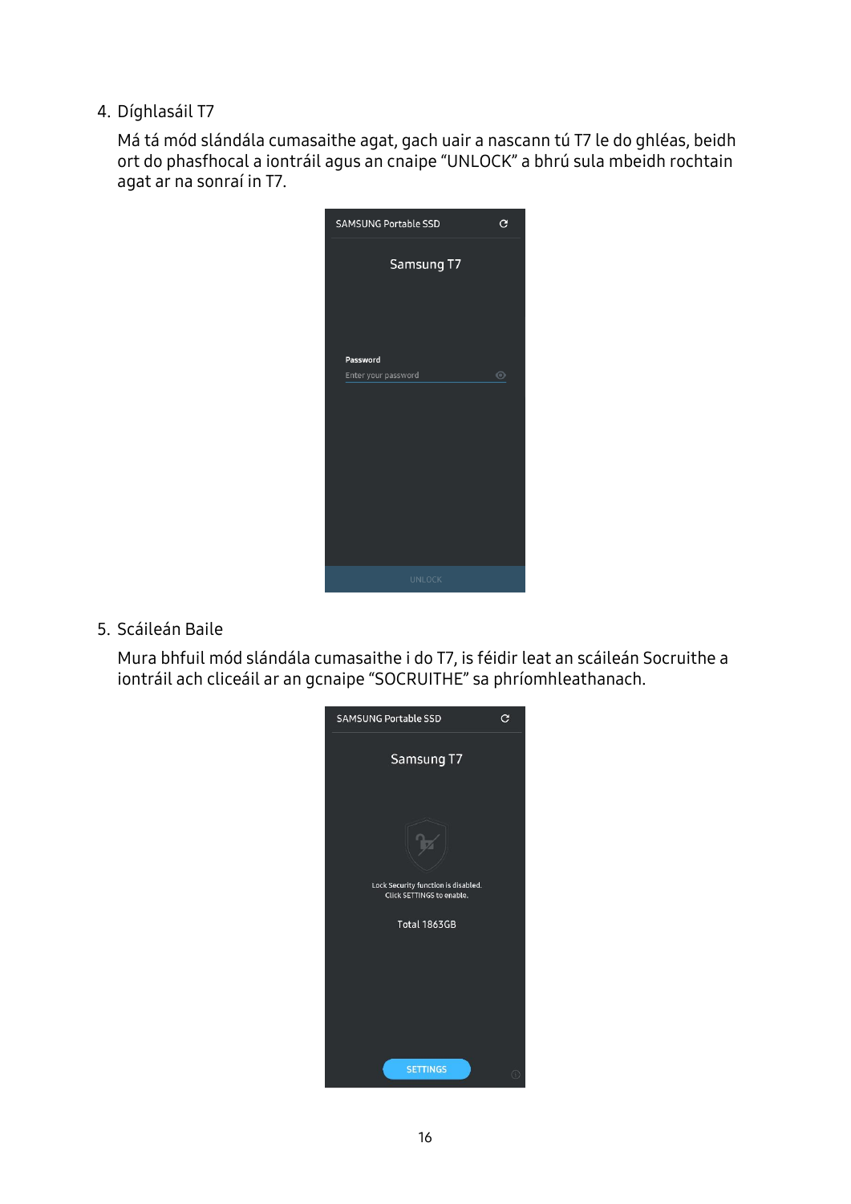4. Díghlasáil T7

   Má tá mód slándála cumasaithe agat, gach uair a nascann tú T7 le do ghléas, beidh ort do phasfhocal a iontráil agus an cnaipe “UNLOCK” a bhrú sula mbeidh rochtain agat ar na sonraí in T7.

5. Scáileán Baile

   Mura bhfuil mód slándála cumasaithe i do T7, is féidir leat an scáileán Socruithe a iontráil ach cliceáil ar an gcnaipe “SOCRUITHE” sa phríomhleathanach.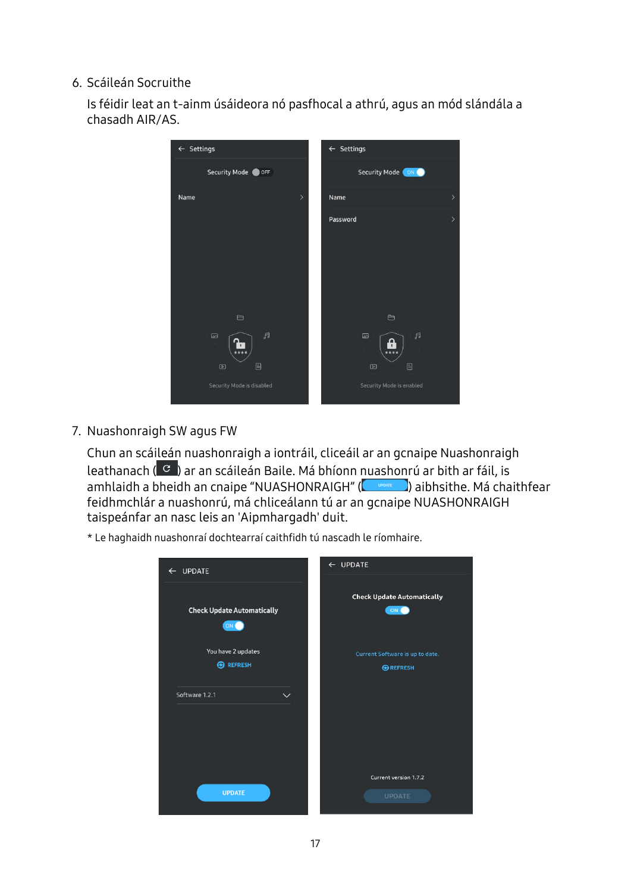6. Scáileán Socruithe

   Is féidir leat an t-ainm úsáideora nó pasfhocal a athrú, agus an mód slándála a chasadh AIR/AS.

7. Nuashonraigh SW agus FW

   Chun an scáileán nuashonraigh a iontráil, cliceáil ar an gcnaipe Nuashonraigh leathanach ( ) ar an scáileán Baile. Má bhíonn nuashonrú ar bith ar fáil, is amhlaidh a bheidh an cnaipe "NUASHONRAIGH" ( ) aibhsithe. Má chaithfear feidhmchlár a nuashonrú, má chliceálann tú ar an gcnaipe NUASHONRAIGH taispeánfar an nasc leis an 'Aipmhargadh' duit.

   \* Le haghaidh nuashonraí dochtearraí caithfidh tú nascadh le ríomhaire.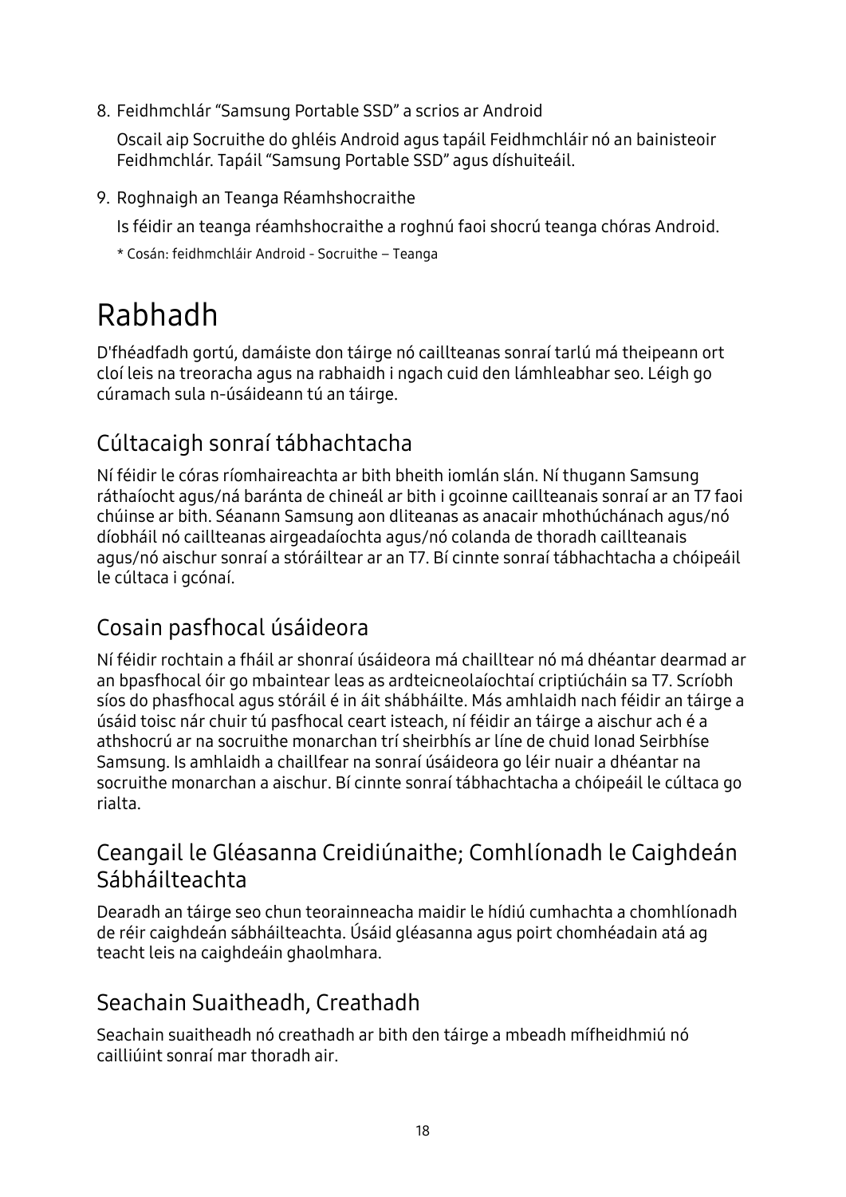8. Feidhmchlár "Samsung Portable SSD" a scrios ar Android

   Oscail aip Socruithe do ghléis Android agus tapáil Feidhmchláir nó an bainisteoir Feidhmchlár. Tapáil "Samsung Portable SSD" agus díshuiteáil.

9. Roghnaigh an Teanga Réamhshocraithe

   Is féidir an teanga réamhshocraithe a roghnú faoi shocrú teanga chóras Android.

   * Cosán: feidhmchláir Android - Socruithe – Teanga

# Rabhadh

D'fhéadfadh gortú, damáiste don táirge nó caillteanas sonraí tarlú má theipeann ort cloí leis na treoracha agus na rabhaidh i ngach cuid den lámhleabhar seo. Léigh go cúramach sula n-úsáideann tú an táirge.

## Cúltacaigh sonraí tábhachtacha

Ní féidir le córas ríomhaireachta ar bith bheith iomlán slán. Ní thugann Samsung ráthaíocht agus/ná baránta de chineál ar bith i gcoinne caillteanais sonraí ar an T7 faoi chúinse ar bith. Séanann Samsung aon dliteanas as anacair mhothúchánach agus/nó díobháil nó caillteanas airgeadaíochta agus/nó colanda de thoradh caillteanais agus/nó aischur sonraí a stóráiltear ar an T7. Bí cinnte sonraí tábhachtacha a chóipeáil le cúltaca i gcónaí.

## Cosain pasfhocal úsáideora

Ní féidir rochtain a fháil ar shonraí úsáideora má chailltear nó má dhéantar dearmad ar an bpasfhocal óir go mbaintear leas as ardteicneolaíochtaí criptiúcháin sa T7. Scríobh síos do phasfhocal agus stóráil é in áit shábháilte. Más amhlaidh nach féidir an táirge a úsáid toisc nár chuir tú pasfhocal ceart isteach, ní féidir an táirge a aischur ach é a athshocrú ar na socruithe monarchan trí sheirbhís ar líne de chuid Ionad Seirbhíse Samsung. Is amhlaidh a chaillfear na sonraí úsáideora go léir nuair a dhéantar na socruithe monarchan a aischur. Bí cinnte sonraí tábhachtacha a chóipeáil le cúltaca go rialta.

## Ceangail le Gléasanna Creidiúnaithe; Comhlíonadh le Caighdeán Sábháilteachta

Dearadh an táirge seo chun teorainneacha maidir le hídiú cumhachta a chomhlíonadh de réir caighdeán sábháilteachta. Úsáid gléasanna agus poirt chomhéadain atá ag teacht leis na caighdeáin ghaolmhara.

## Seachain Suaitheadh, Creathadh

Seachain suaitheadh nó creathadh ar bith den táirge a mbeadh mífheidhmiú nó cailliúint sonraí mar thoradh air.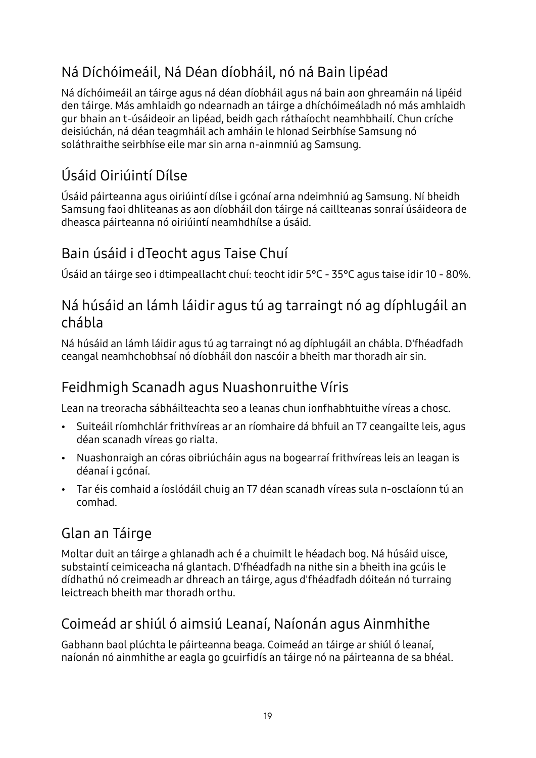## Ná Díchóimeáil, Ná Déan díobháil, nó ná Bain lipéad

Ná díchóimeáil an táirge agus ná déan díobháil agus ná bain aon ghreamáin ná lipéid den táirge. Más amhlaidh go ndearnadh an táirge a dhíchóimeáladh nó más amhlaidh gur bhain an t-úsáideoir an lipéad, beidh gach ráthaíocht neamhbhailí. Chun críche deisiúchán, ná déan teagmháil ach amháin le hIonad Seirbhíse Samsung nó soláthraithe seirbhíse eile mar sin arna n-ainmniú ag Samsung.

## Úsáid Oiriúintí Dílse

Úsáid páirteanna agus oiriúintí dílse i gcónaí arna ndeimhniú ag Samsung. Ní bheidh Samsung faoi dhliteanas as aon díobháil don táirge ná caillteanas sonraí úsáideora de dheasca páirteanna nó oiriúintí neamhdhílse a úsáid.

## Bain úsáid i dTeocht agus Taise Chuí

Úsáid an táirge seo i dtimpeallacht chuí: teocht idir 5°C - 35°C agus taise idir 10 - 80%.

## Ná húsáid an lámh láidir agus tú ag tarraingt nó ag díphlugáil an chábla

Ná húsáid an lámh láidir agus tú ag tarraingt nó ag díphlugáil an chábla. D'fhéadfadh ceangal neamhchobhsaí nó díobháil don nascóir a bheith mar thoradh air sin.

## Feidhmigh Scanadh agus Nuashonruithe Víris

Lean na treoracha sábháilteachta seo a leanas chun ionfhabhtuithe víreas a chosc.

- Suiteáil ríomhchlár frithvíreas ar an ríomhaire dá bhfuil an T7 ceangailte leis, agus déan scanadh víreas go rialta.
- Nuashonraigh an córas oibriúcháin agus na bogearraí frithvíreas leis an leagan is déanaí i gcónaí.
- Tar éis comhaid a íoslódáil chuig an T7 déan scanadh víreas sula n-osclaíonn tú an comhad.

## Glan an Táirge

Moltar duit an táirge a ghlanadh ach é a chuimilt le héadach bog. Ná húsáid uisce, substaintí ceimiceacha ná glantach. D'fhéadfadh na nithe sin a bheith ina gcúis le dídhathú nó creimeadh ar dhreach an táirge, agus d'fhéadfadh dóiteán nó turraing leictreach bheith mar thoradh orthu.

## Coimeád ar shiúl ó aimsiú Leanaí, Naíonán agus Ainmhithe

Gabhann baol plúchta le páirteanna beaga. Coimeád an táirge ar shiúl ó leanaí, naíonán nó ainmhithe ar eagla go gcuirfidís an táirge nó na páirteanna de sa bhéal.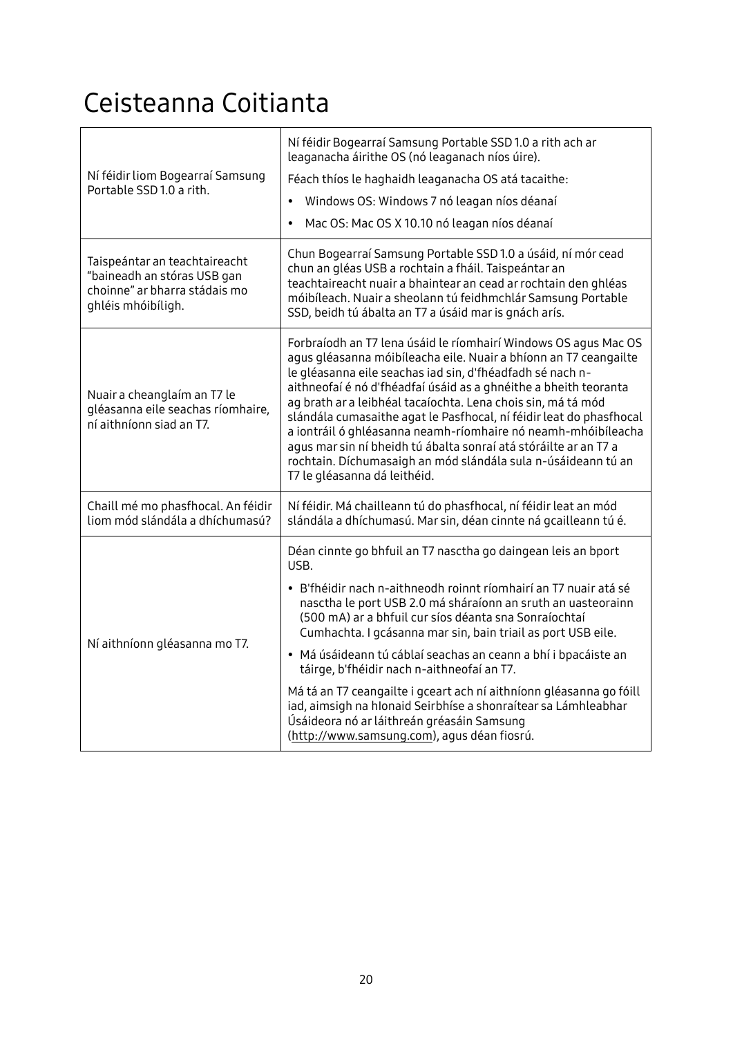# Ceisteanna Coitianta

| | |
|---|---|
| Ní féidir liom Bogearraí Samsung Portable SSD 1.0 a rith. | Ní féidir Bogearraí Samsung Portable SSD 1.0 a rith ach ar leaganacha áirithe OS (nó leaganach níos úire).<br>Féach thíos le haghaidh leaganacha OS atá tacaithe:<br>• Windows OS: Windows 7 nó leagan níos déanaí<br>• Mac OS: Mac OS X 10.10 nó leagan níos déanaí |
| Taispeántar an teachtaireacht "baineadh an stóras USB gan choinne" ar bharra stádais mo ghléis mhóibíligh. | Chun Bogearraí Samsung Portable SSD 1.0 a úsáid, ní mór cead chun an gléas USB a rochtain a fháil. Taispeántar an teachtaireacht nuair a bhaintear an cead ar rochtain den ghléas móibíleach. Nuair a sheolann tú feidhmchlár Samsung Portable SSD, beidh tú ábalta an T7 a úsáid mar is gnách arís. |
| Nuair a cheanglaím an T7 le gléasanna eile seachas ríomhaire, ní aithníonn siad an T7. | Forbraíodh an T7 lena úsáid le ríomhairí Windows OS agus Mac OS agus gléasanna móibíleacha eile. Nuair a bhíonn an T7 ceangailte le gléasanna eile seachas iad sin, d'fhéadfadh sé nach n-aithneofaí é nó d'fhéadfaí úsáid as a ghnéithe a bheith teoranta ag brath ar a leibhéal tacaíochta. Lena chois sin, má tá mód slándála cumasaithe agat le Pasfhocal, ní féidir leat do phasfhocal a iontráil ó ghléasanna neamh-ríomhaire nó neamh-mhóibíleacha agus mar sin ní bheidh tú ábalta sonraí atá stóráilte ar an T7 a rochtain. Díchumasaigh an mód slándála sula n-úsáideann tú an T7 le gléasanna dá leithéid. |
| Chaill mé mo phasfhocal. An féidir liom mód slándála a dhíchumasú? | Ní féidir. Má chailleann tú do phasfhocal, ní féidir leat an mód slándála a dhíchumasú. Mar sin, déan cinnte ná gcailleann tú é. |
| Ní aithníonn gléasanna mo T7. | Déan cinnte go bhfuil an T7 nasctha go daingean leis an bport USB.<br>• B'fhéidir nach n-aithneodh roinnt ríomhairí an T7 nuair atá sé nasctha le port USB 2.0 má sháraíonn an sruth an uasteorainn (500 mA) ar a bhfuil cur síos déanta sna Sonraíochtaí Cumhachta. I gcásanna mar sin, bain triail as port USB eile.<br>• Má úsáideann tú cáblaí seachas an ceann a bhí i bpacáiste an táirge, b'fhéidir nach n-aithneofaí an T7.<br>Má tá an T7 ceangailte i gceart ach ní aithníonn gléasanna go fóill iad, aimsigh na hIonaid Seirbhíse a shonraítear sa Lámhleabhar Úsáideora nó ar láithreán gréasáin Samsung (http://www.samsung.com), agus déan fiosrú. |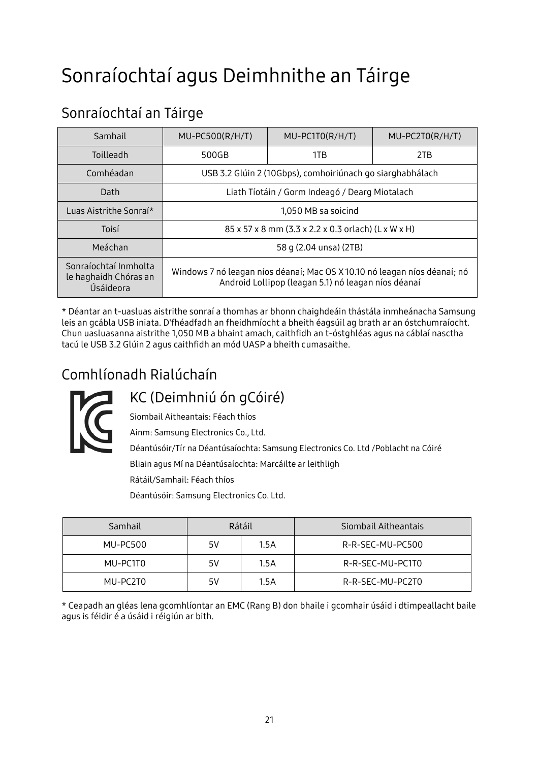# Sonraíochtaí agus Deimhnithe an Táirge

## Sonraíochtaí an Táirge

| Samhail | MU-PC500(R/H/T) | MU-PC1T0(R/H/T) | MU-PC2T0(R/H/T) |
|---|---|---|---|
| Toilleadh | 500GB | 1TB | 2TB |
| Comhéadan | USB 3.2 Glúin 2 (10Gbps), comhoiriúnach go siarghabhálach | | |
| Dath | Liath Tíotáin / Gorm Indeagó / Dearg Miotalach | | |
| Luas Aistrithe Sonraí* | 1,050 MB sa soicind | | |
| Toisí | 85 x 57 x 8 mm (3.3 x 2.2 x 0.3 orlach) (L x W x H) | | |
| Meáchan | 58 g (2.04 unsa) (2TB) | | |
| Sonraíochtaí Inmholta le haghaidh Chóras an Úsáideora | Windows 7 nó leagan níos déanaí; Mac OS X 10.10 nó leagan níos déanaí; nó Android Lollipop (leagan 5.1) nó leagan níos déanaí | | |

* Déantar an t-uasluas aistrithe sonraí a thomhas ar bhonn chaighdeáin thástála inmheánacha Samsung leis an gcábla USB iniata. D'fhéadfadh an fheidhmíocht a bheith éagsúil ag brath ar an óstchumraíocht. Chun uasluasanna aistrithe 1,050 MB a bhaint amach, caithfidh an t-óstghléas agus na cáblaí nasctha tacú le USB 3.2 Glúin 2 agus caithfidh an mód UASP a bheith cumasaithe.

## Comhlíonadh Rialúchaín

### KC (Deimhniú ón gCóiré)

Siombail Aitheantais: Féach thíos

Ainm: Samsung Electronics Co., Ltd.

Déantúsóir/Tír na Déantúsaíochta: Samsung Electronics Co. Ltd /Poblacht na Cóiré

Bliain agus Mí na Déantúsaíochta: Marcáilte ar leithligh

Rátáil/Samhail: Féach thíos

Déantúsóir: Samsung Electronics Co. Ltd.

| Samhail | Rátáil | | Siombail Aitheantais |
|---|---|---|---|
| MU-PC500 | 5V | 1.5A | R-R-SEC-MU-PC500 |
| MU-PC1T0 | 5V | 1.5A | R-R-SEC-MU-PC1T0 |
| MU-PC2T0 | 5V | 1.5A | R-R-SEC-MU-PC2T0 |

* Ceapadh an gléas lena gcomhlíontar an EMC (Rang B) don bhaile i gcomhair úsáid i dtimpeallacht baile agus is féidir é a úsáid i réigiún ar bith.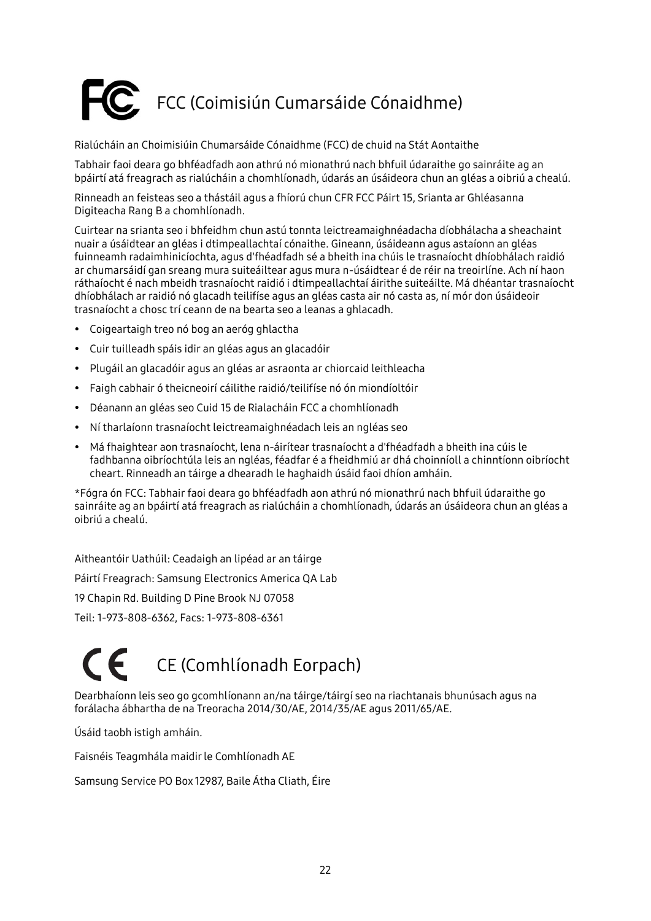# FCC (Coimisiún Cumarsáide Cónaidhme)

Rialúcháin an Choimisiúin Chumarsáide Cónaidhme (FCC) de chuid na Stát Aontaithe

Tabhair faoi deara go bhféadfadh aon athrú nó mionathrú nach bhfuil údaraithe go sainráite ag an bpáirtí atá freagrach as rialúcháin a chomhlíonadh, údarás an úsáideora chun an gléas a oibriú a chealú.

Rinneadh an feisteas seo a thástáil agus a fhíorú chun CFR FCC Páirt 15, Srianta ar Ghléasanna Digiteacha Rang B a chomhlíonadh.

Cuirtear na srianta seo i bhfeidhm chun astú tonnta leictreamaighnéadacha díobhálacha a sheachaint nuair a úsáidtear an gléas i dtimpeallachtaí cónaithe. Gineann, úsáideann agus astaíonn an gléas fuinneamh radaimhinicíochta, agus d'fhéadfadh sé a bheith ina chúis le trasnaíocht dhíobhálach raidió ar chumarsáidí gan sreang mura suiteáiltear agus mura n-úsáidtear é de réir na treoirlíne. Ach ní haon ráthaíocht é nach mbeidh trasnaíocht raidió i dtimpeallachtaí áirithe suiteáilte. Má dhéantar trasnaíocht dhíobhálach ar raidió nó glacadh teilifíse agus an gléas casta air nó casta as, ní mór don úsáideoir trasnaíocht a chosc trí cheann de na bearta seo a leanas a ghlacadh.

- Coigeartaigh treo nó bog an aeróg ghlactha
- Cuir tuilleadh spáis idir an gléas agus an glacadóir
- Plugáil an glacadóir agus an gléas ar asraonta ar chiorcaid leithleacha
- Faigh cabhair ó theicneoirí cáilithe raidió/teilifíse nó ón miondíoltóir
- Déanann an gléas seo Cuid 15 de Rialacháin FCC a chomhlíonadh
- Ní tharlaíonn trasnaíocht leictreamaighnéadach leis an ngléas seo
- Má fhaightear aon trasnaíocht, lena n-áirítear trasnaíocht a d'fhéadfadh a bheith ina cúis le fadhbanna oibríochtúla leis an ngléas, féadfar é a fheidhmiú ar dhá choinníoll a chinntíonn oibríocht cheart. Rinneadh an táirge a dhearadh le haghaidh úsáid faoi dhíon amháin.

*Fógra ón FCC: Tabhair faoi deara go bhféadfadh aon athrú nó mionathrú nach bhfuil údaraithe go sainráite ag an bpáirtí atá freagrach as rialúcháin a chomhlíonadh, údarás an úsáideora chun an gléas a oibriú a chealú.

Aitheantóir Uathúil: Ceadaigh an lipéad ar an táirge

Páirtí Freagrach: Samsung Electronics America QA Lab

19 Chapin Rd. Building D Pine Brook NJ 07058

Teil: 1-973-808-6362, Facs: 1-973-808-6361

# CE (Comhlíonadh Eorpach)

Dearbhaíonn leis seo go gcomhlíonann an/na táirge/táirgí seo na riachtanais bhunúsach agus na forálacha ábhartha de na Treoracha 2014/30/AE, 2014/35/AE agus 2011/65/AE.

Úsáid taobh istigh amháin.

Faisnéis Teagmhála maidir le Comhlíonadh AE

Samsung Service PO Box 12987, Baile Átha Cliath, Éire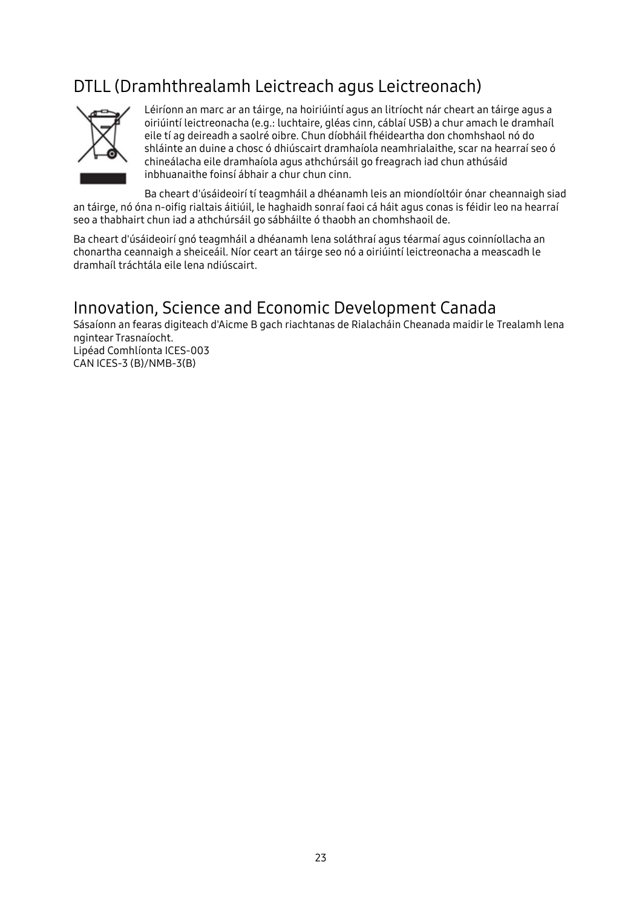## DTLL (Dramhthrealamh Leictreach agus Leictreonach)

Léiríonn an marc ar an táirge, na hoiriúintí agus an litríocht nár cheart an táirge agus a oiriúintí leictreonacha (e.g.: luchtaire, gléas cinn, cáblaí USB) a chur amach le dramhaíl eile tí ag deireadh a saolré oibre. Chun díobháil fhéideartha don chomhshaol nó do shláinte an duine a chosc ó dhiúscairt dramhaíola neamhrialaithe, scar na hearraí seo ó chineálacha eile dramhaíola agus athchúrsáil go freagrach iad chun athúsáid inbhuanaithe foinsí ábhair a chur chun cinn.

Ba cheart d'úsáideoirí tí teagmháil a dhéanamh leis an miondíoltóir ónar cheannaigh siad an táirge, nó óna n-oifig rialtais áitiúil, le haghaidh sonraí faoi cá háit agus conas is féidir leo na hearraí seo a thabhairt chun iad a athchúrsáil go sábháilte ó thaobh an chomhshaoil de.

Ba cheart d'úsáideoirí gnó teagmháil a dhéanamh lena soláthraí agus téarmaí agus coinníollacha an chonartha ceannaigh a sheiceáil. Níor ceart an táirge seo nó a oiriúintí leictreonacha a meascadh le dramhaíl tráchtála eile lena ndiúscairt.

## Innovation, Science and Economic Development Canada

Sásaíonn an fearas digiteach d'Aicme B gach riachtanas de Rialacháin Cheanada maidir le Trealamh lena ngintear Trasnaíocht.
Lipéad Comhlíonta ICES-003
CAN ICES-3 (B)/NMB-3(B)